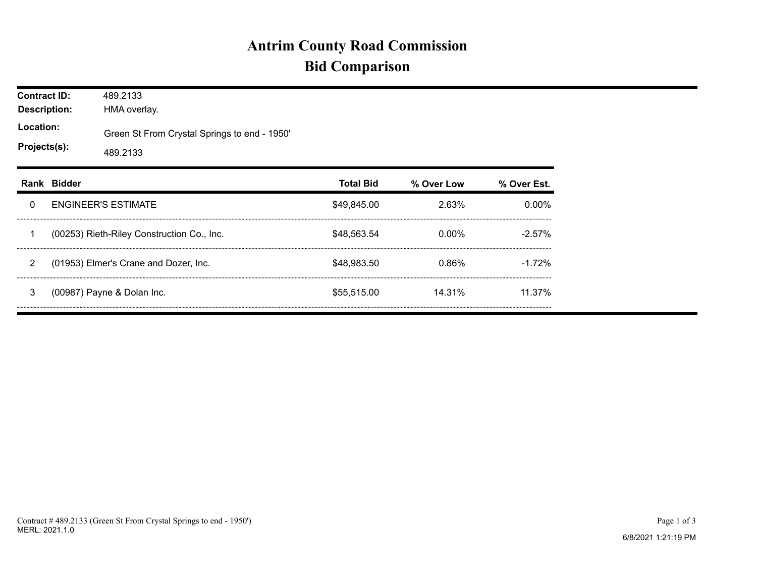# Antrim County Road Commission

## Bid Comparison

**Contract ID:** 489.2133

**Description:** HMA overlay.

**Location:** Green St From Crystal Springs to end - 1950'

**Projects(s):** 489.2133

| Rank | Bidder | Total Bid | % Over Low | % Over Est. |
| --- | --- | --- | --- | --- |
| 0 | ENGINEER'S ESTIMATE | $49,845.00 | 2.63% | 0.00% |
| 1 | (00253) Rieth-Riley Construction Co., Inc. | $48,563.54 | 0.00% | -2.57% |
| 2 | (01953) Elmer's Crane and Dozer, Inc. | $48,983.50 | 0.86% | -1.72% |
| 3 | (00987) Payne & Dolan Inc. | $55,515.00 | 14.31% | 11.37% |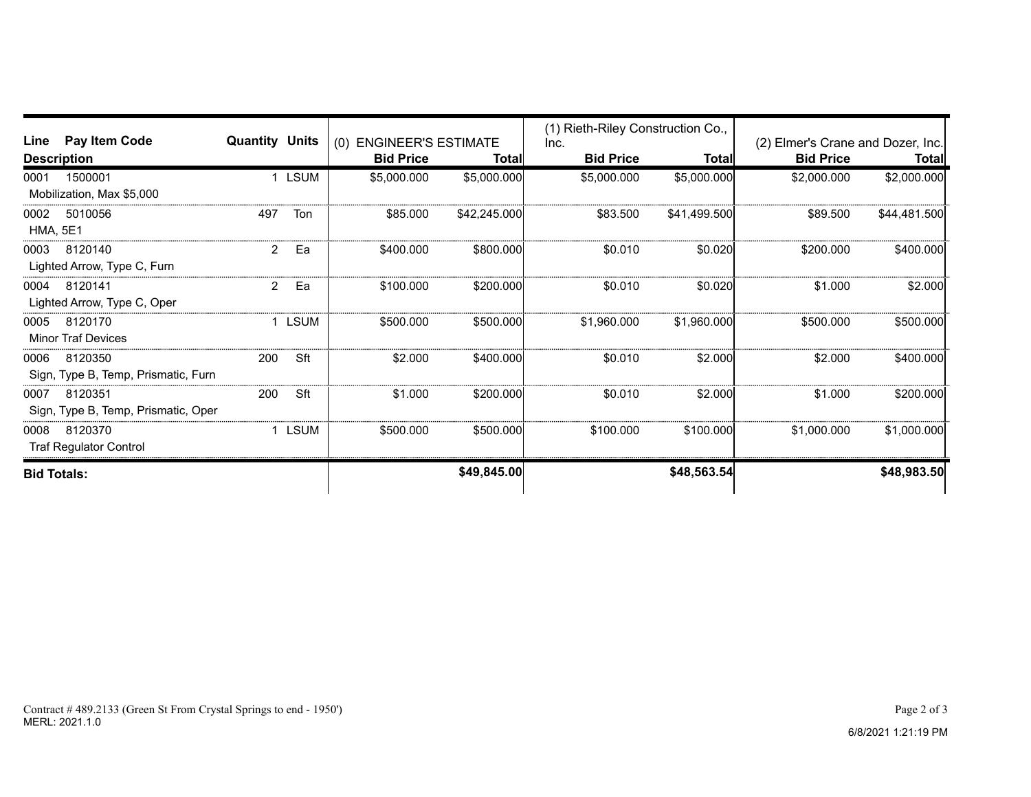| Line | Pay Item Code / Description | Quantity | Units | (0) ENGINEER'S ESTIMATE | | (1) Rieth-Riley Construction Co., Inc. | | (2) Elmer's Crane and Dozer, Inc. | |
|---|---|---|---|---|---|---|---|---|---|
| | | | | Bid Price | Total | Bid Price | Total | Bid Price | Total |
| 0001 | 1500001 Mobilization, Max $5,000 | 1 | LSUM | $5,000.000 | $5,000.000 | $5,000.000 | $5,000.000 | $2,000.000 | $2,000.000 |
| 0002 | 5010056 HMA, 5E1 | 497 | Ton | $85.000 | $42,245.000 | $83.500 | $41,499.500 | $89.500 | $44,481.500 |
| 0003 | 8120140 Lighted Arrow, Type C, Furn | 2 | Ea | $400.000 | $800.000 | $0.010 | $0.020 | $200.000 | $400.000 |
| 0004 | 8120141 Lighted Arrow, Type C, Oper | 2 | Ea | $100.000 | $200.000 | $0.010 | $0.020 | $1.000 | $2.000 |
| 0005 | 8120170 Minor Traf Devices | 1 | LSUM | $500.000 | $500.000 | $1,960.000 | $1,960.000 | $500.000 | $500.000 |
| 0006 | 8120350 Sign, Type B, Temp, Prismatic, Furn | 200 | Sft | $2.000 | $400.000 | $0.010 | $2.000 | $2.000 | $400.000 |
| 0007 | 8120351 Sign, Type B, Temp, Prismatic, Oper | 200 | Sft | $1.000 | $200.000 | $0.010 | $2.000 | $1.000 | $200.000 |
| 0008 | 8120370 Traf Regulator Control | 1 | LSUM | $500.000 | $500.000 | $100.000 | $100.000 | $1,000.000 | $1,000.000 |
| **Bid Totals:** | | | | | **$49,845.00** | | **$48,563.54** | | **$48,983.50** |

Contract # 489.2133 (Green St From Crystal Springs to end - 1950')

MERL: 2021.1.0

6/8/2021 1:21:19 PM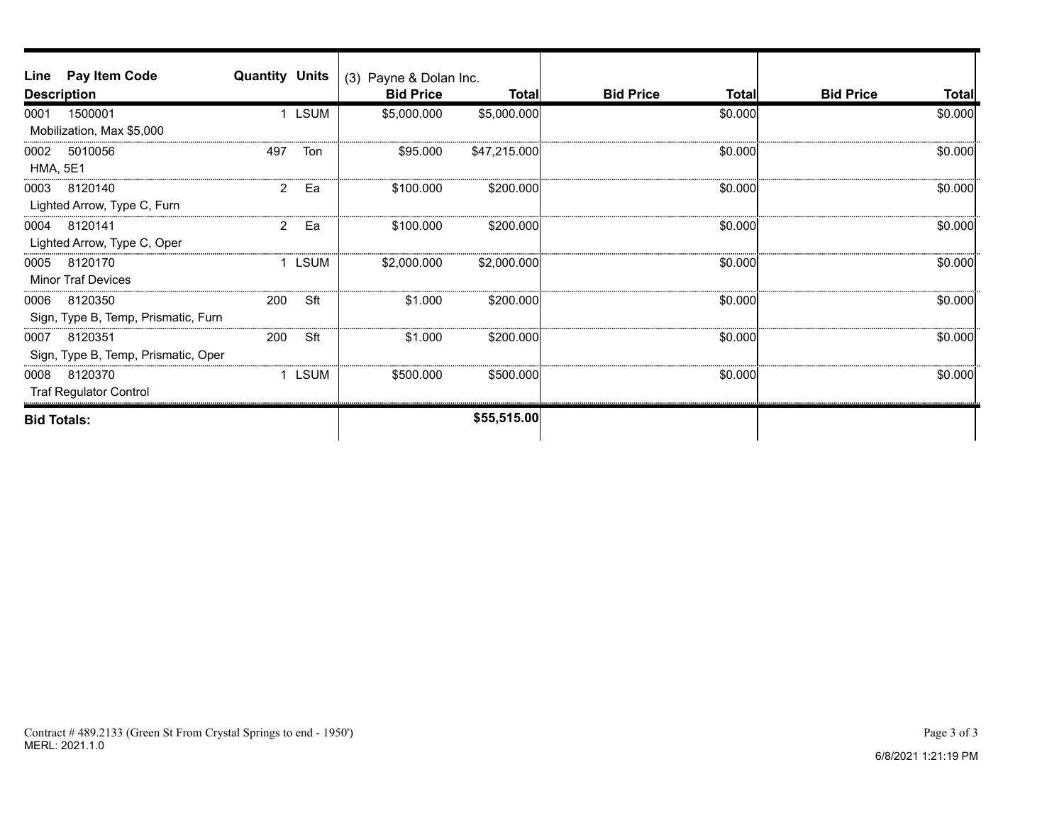| Line Pay Item Code<br>Description | Quantity | Units | (3) Payne & Dolan Inc.<br>Bid Price | Total | Bid Price | Total | Bid Price | Total |
|---|---|---|---|---|---|---|---|---|
| 0001 1500001<br>Mobilization, Max $5,000 | 1 | LSUM | $5,000.000 | $5,000.000 | | $0.000 | | $0.000 |
| 0002 5010056<br>HMA, 5E1 | 497 | Ton | $95.000 | $47,215.000 | | $0.000 | | $0.000 |
| 0003 8120140<br>Lighted Arrow, Type C, Furn | 2 | Ea | $100.000 | $200.000 | | $0.000 | | $0.000 |
| 0004 8120141<br>Lighted Arrow, Type C, Oper | 2 | Ea | $100.000 | $200.000 | | $0.000 | | $0.000 |
| 0005 8120170<br>Minor Traf Devices | 1 | LSUM | $2,000.000 | $2,000.000 | | $0.000 | | $0.000 |
| 0006 8120350<br>Sign, Type B, Temp, Prismatic, Furn | 200 | Sft | $1.000 | $200.000 | | $0.000 | | $0.000 |
| 0007 8120351<br>Sign, Type B, Temp, Prismatic, Oper | 200 | Sft | $1.000 | $200.000 | | $0.000 | | $0.000 |
| 0008 8120370<br>Traf Regulator Control | 1 | LSUM | $500.000 | $500.000 | | $0.000 | | $0.000 |
| **Bid Totals:** | | | | **$55,515.00** | | | | |

Contract # 489.2133 (Green St From Crystal Springs to end - 1950')
MERL: 2021.1.0

6/8/2021 1:21:19 PM